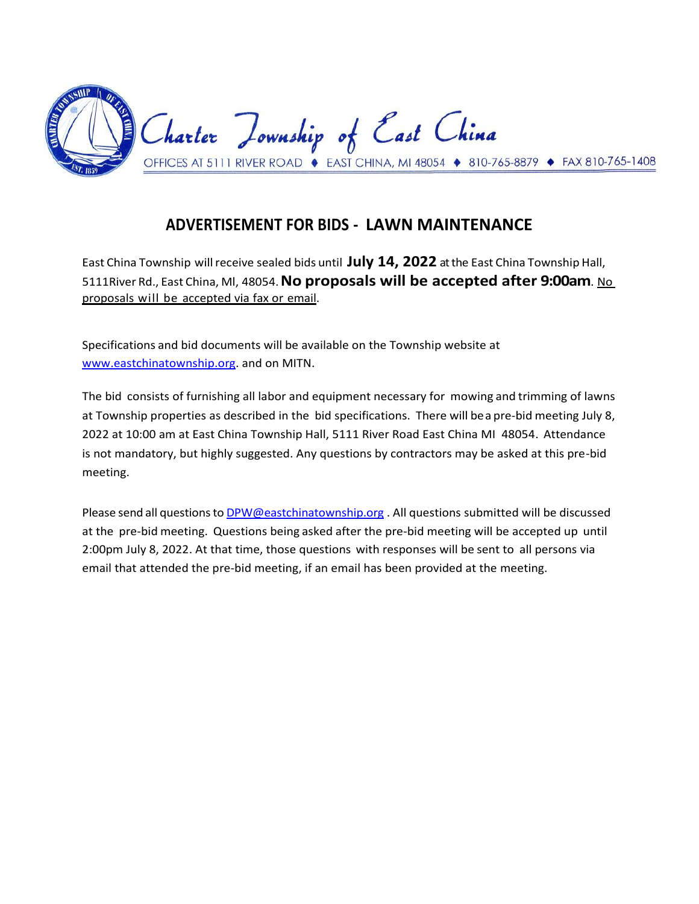Charter Township of East China

OFFICES AT 5111 RIVER ROAD ◆ EAST CHINA, MI 48054 ◆ 810-765-8879 ◆ FAX 810-765-1408

## ADVERTISEMENT FOR BIDS - LAWN MAINTENANCE

East China Township will receive sealed bids until **July 14, 2022** at the East China Township Hall, 5111River Rd., East China, MI, 48054. **No proposals will be accepted after 9:00am**. No proposals will be accepted via fax or email.

Specifications and bid documents will be available on the Township website at [www.eastchinatownship.org](http://www.eastchinatownship.org). and on MITN.

The bid consists of furnishing all labor and equipment necessary for mowing and trimming of lawns at Township properties as described in the bid specifications. There will be a pre-bid meeting July 8, 2022 at 10:00 am at East China Township Hall, 5111 River Road East China MI 48054. Attendance is not mandatory, but highly suggested. Any questions by contractors may be asked at this pre-bid meeting.

Please send all questions to [DPW@eastchinatownship.org](mailto:DPW@eastchinatownship.org) . All questions submitted will be discussed at the pre-bid meeting. Questions being asked after the pre-bid meeting will be accepted up until 2:00pm July 8, 2022. At that time, those questions with responses will be sent to all persons via email that attended the pre-bid meeting, if an email has been provided at the meeting.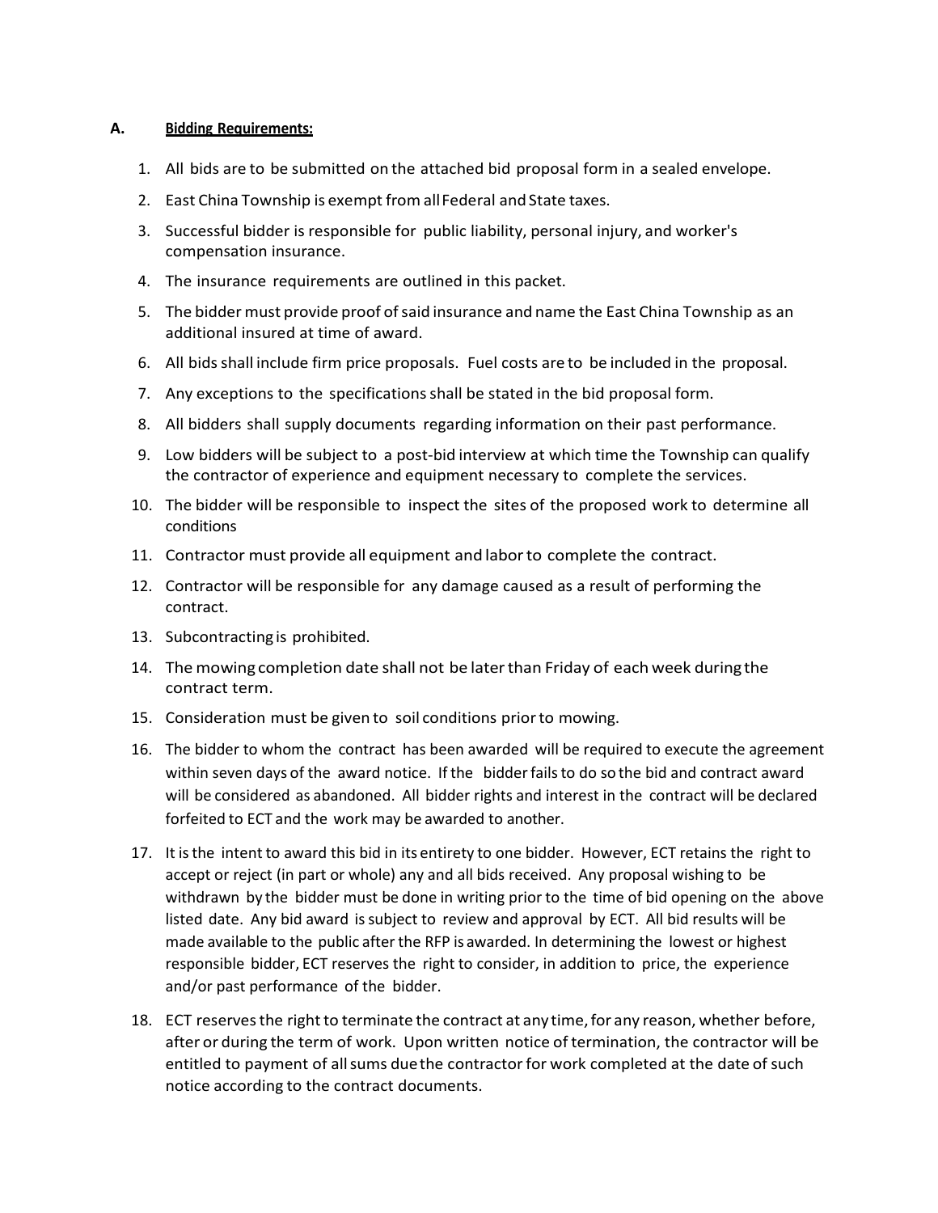## A. Bidding Requirements:

1. All bids are to be submitted on the attached bid proposal form in a sealed envelope.
2. East China Township is exempt from all Federal and State taxes.
3. Successful bidder is responsible for public liability, personal injury, and worker's compensation insurance.
4. The insurance requirements are outlined in this packet.
5. The bidder must provide proof of said insurance and name the East China Township as an additional insured at time of award.
6. All bids shall include firm price proposals. Fuel costs are to be included in the proposal.
7. Any exceptions to the specifications shall be stated in the bid proposal form.
8. All bidders shall supply documents regarding information on their past performance.
9. Low bidders will be subject to a post-bid interview at which time the Township can qualify the contractor of experience and equipment necessary to complete the services.
10. The bidder will be responsible to inspect the sites of the proposed work to determine all conditions
11. Contractor must provide all equipment and labor to complete the contract.
12. Contractor will be responsible for any damage caused as a result of performing the contract.
13. Subcontracting is prohibited.
14. The mowing completion date shall not be later than Friday of each week during the contract term.
15. Consideration must be given to soil conditions prior to mowing.
16. The bidder to whom the contract has been awarded will be required to execute the agreement within seven days of the award notice. If the bidder fails to do so the bid and contract award will be considered as abandoned. All bidder rights and interest in the contract will be declared forfeited to ECT and the work may be awarded to another.
17. It is the intent to award this bid in its entirety to one bidder. However, ECT retains the right to accept or reject (in part or whole) any and all bids received. Any proposal wishing to be withdrawn by the bidder must be done in writing prior to the time of bid opening on the above listed date. Any bid award is subject to review and approval by ECT. All bid results will be made available to the public after the RFP is awarded. In determining the lowest or highest responsible bidder, ECT reserves the right to consider, in addition to price, the experience and/or past performance of the bidder.
18. ECT reserves the right to terminate the contract at any time, for any reason, whether before, after or during the term of work. Upon written notice of termination, the contractor will be entitled to payment of all sums due the contractor for work completed at the date of such notice according to the contract documents.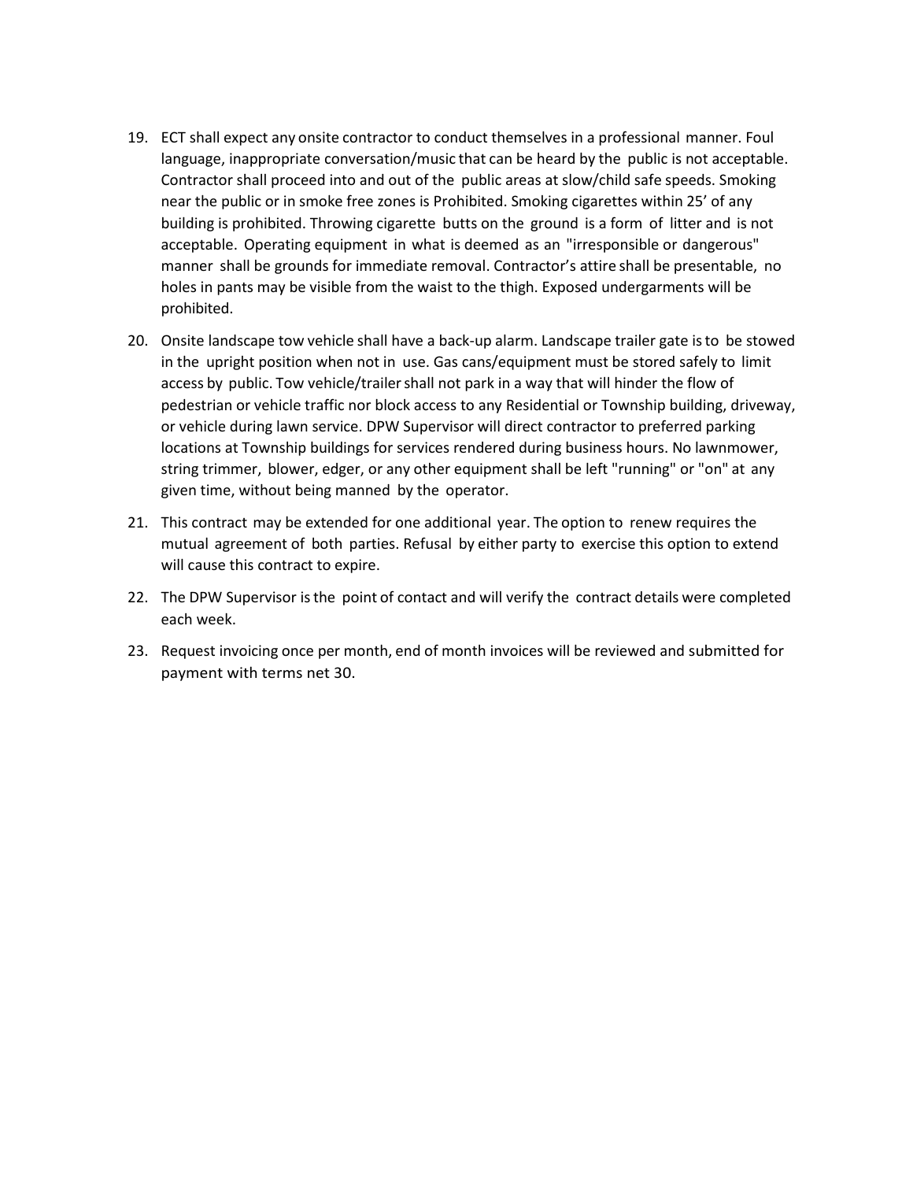19. ECT shall expect any onsite contractor to conduct themselves in a professional manner. Foul language, inappropriate conversation/music that can be heard by the public is not acceptable. Contractor shall proceed into and out of the public areas at slow/child safe speeds. Smoking near the public or in smoke free zones is Prohibited. Smoking cigarettes within 25' of any building is prohibited. Throwing cigarette butts on the ground is a form of litter and is not acceptable. Operating equipment in what is deemed as an "irresponsible or dangerous" manner shall be grounds for immediate removal. Contractor's attire shall be presentable, no holes in pants may be visible from the waist to the thigh. Exposed undergarments will be prohibited.

20. Onsite landscape tow vehicle shall have a back-up alarm. Landscape trailer gate is to be stowed in the upright position when not in use. Gas cans/equipment must be stored safely to limit access by public. Tow vehicle/trailer shall not park in a way that will hinder the flow of pedestrian or vehicle traffic nor block access to any Residential or Township building, driveway, or vehicle during lawn service. DPW Supervisor will direct contractor to preferred parking locations at Township buildings for services rendered during business hours. No lawnmower, string trimmer, blower, edger, or any other equipment shall be left "running" or "on" at any given time, without being manned by the operator.

21. This contract may be extended for one additional year. The option to renew requires the mutual agreement of both parties. Refusal by either party to exercise this option to extend will cause this contract to expire.

22. The DPW Supervisor is the point of contact and will verify the contract details were completed each week.

23. Request invoicing once per month, end of month invoices will be reviewed and submitted for payment with terms net 30.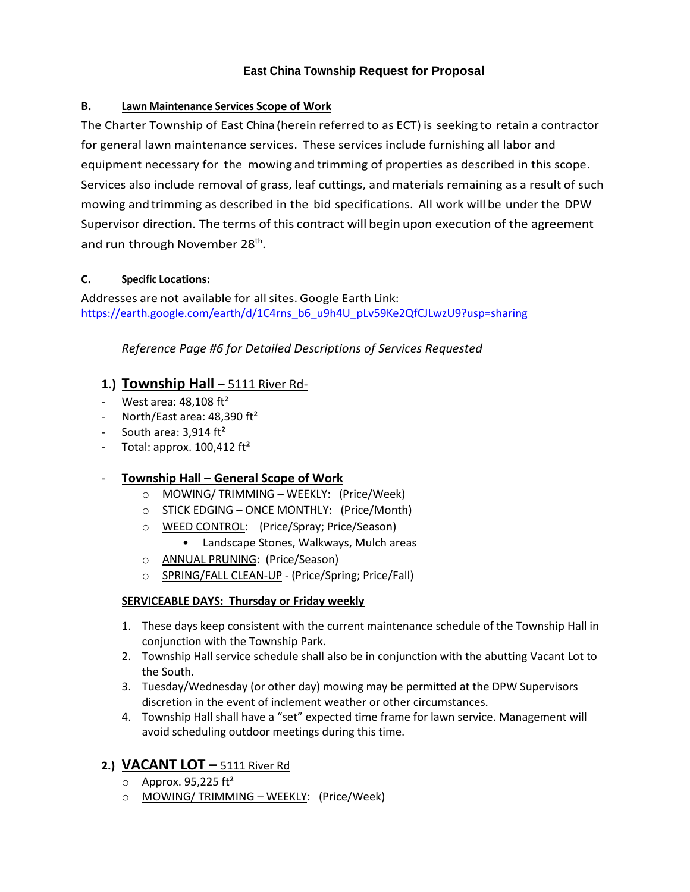### East China Township Request for Proposal

**B. Lawn Maintenance Services Scope of Work**

The Charter Township of East China (herein referred to as ECT) is seeking to retain a contractor for general lawn maintenance services. These services include furnishing all labor and equipment necessary for the mowing and trimming of properties as described in this scope. Services also include removal of grass, leaf cuttings, and materials remaining as a result of such mowing and trimming as described in the bid specifications. All work will be under the DPW Supervisor direction. The terms of this contract will begin upon execution of the agreement and run through November 28th.

**C. Specific Locations:**

Addresses are not available for all sites. Google Earth Link: https://earth.google.com/earth/d/1C4rns_b6_u9h4U_pLv59Ke2QfCJLwzU9?usp=sharing

*Reference Page #6 for Detailed Descriptions of Services Requested*

## 1.) Township Hall – 5111 River Rd-

- West area: 48,108 ft²
- North/East area: 48,390 ft²
- South area: 3,914 ft²
- Total: approx. 100,412 ft²

- **Township Hall – General Scope of Work**
  - MOWING/ TRIMMING – WEEKLY: (Price/Week)
  - STICK EDGING – ONCE MONTHLY: (Price/Month)
  - WEED CONTROL: (Price/Spray; Price/Season)
    - Landscape Stones, Walkways, Mulch areas
  - ANNUAL PRUNING: (Price/Season)
  - SPRING/FALL CLEAN-UP - (Price/Spring; Price/Fall)

**SERVICEABLE DAYS: Thursday or Friday weekly**

1. These days keep consistent with the current maintenance schedule of the Township Hall in conjunction with the Township Park.
2. Township Hall service schedule shall also be in conjunction with the abutting Vacant Lot to the South.
3. Tuesday/Wednesday (or other day) mowing may be permitted at the DPW Supervisors discretion in the event of inclement weather or other circumstances.
4. Township Hall shall have a "set" expected time frame for lawn service. Management will avoid scheduling outdoor meetings during this time.

## 2.) VACANT LOT – 5111 River Rd

- Approx. 95,225 ft²
- MOWING/ TRIMMING – WEEKLY: (Price/Week)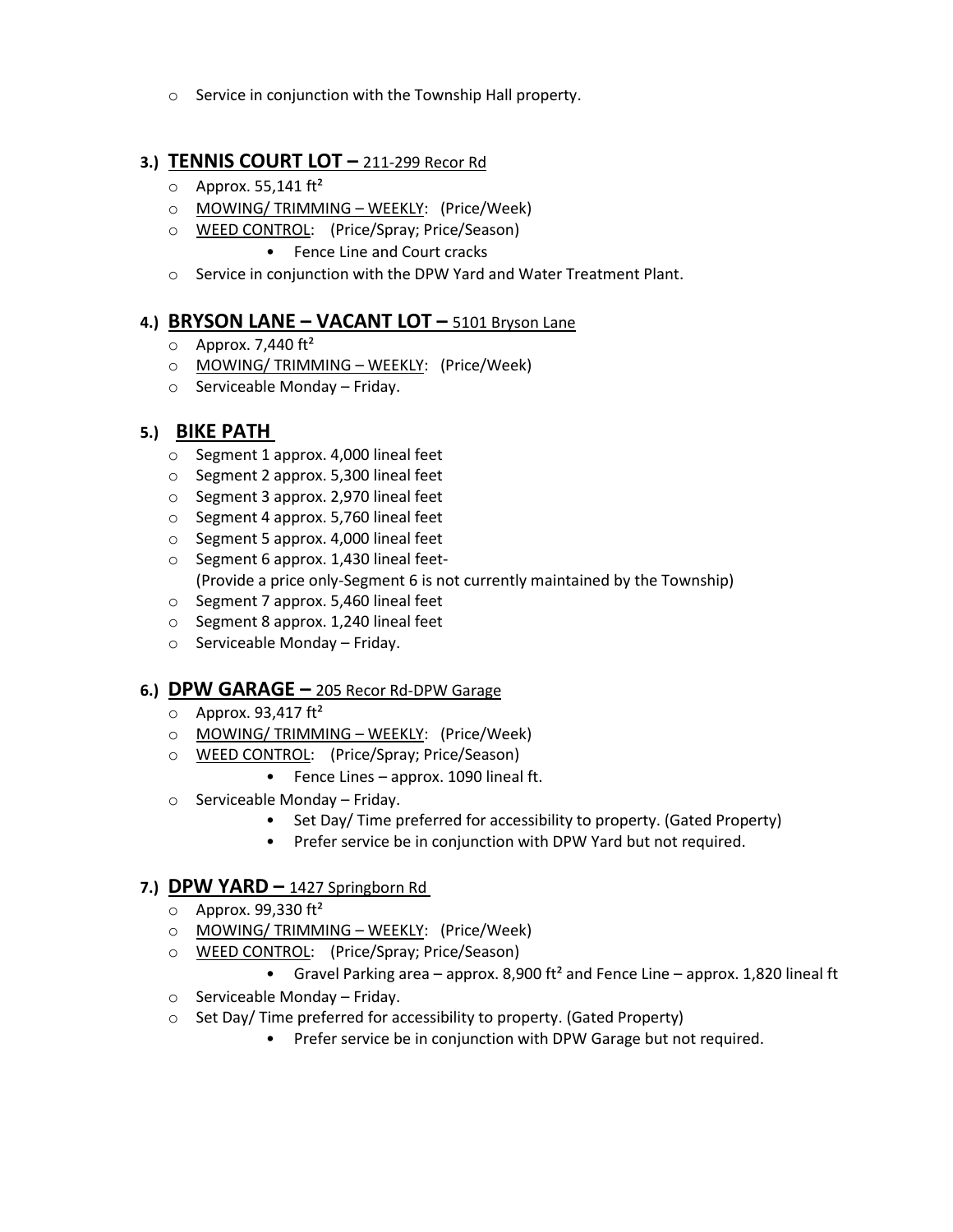- Service in conjunction with the Township Hall property.

### 3.) **TENNIS COURT LOT –** 211-299 Recor Rd

- Approx. 55,141 ft²
- MOWING/ TRIMMING – WEEKLY: (Price/Week)
- WEED CONTROL: (Price/Spray; Price/Season)
  - Fence Line and Court cracks
- Service in conjunction with the DPW Yard and Water Treatment Plant.

### 4.) **BRYSON LANE – VACANT LOT –** 5101 Bryson Lane

- Approx. 7,440 ft²
- MOWING/ TRIMMING – WEEKLY: (Price/Week)
- Serviceable Monday – Friday.

### 5.) **BIKE PATH**

- Segment 1 approx. 4,000 lineal feet
- Segment 2 approx. 5,300 lineal feet
- Segment 3 approx. 2,970 lineal feet
- Segment 4 approx. 5,760 lineal feet
- Segment 5 approx. 4,000 lineal feet
- Segment 6 approx. 1,430 lineal feet-
  (Provide a price only-Segment 6 is not currently maintained by the Township)
- Segment 7 approx. 5,460 lineal feet
- Segment 8 approx. 1,240 lineal feet
- Serviceable Monday – Friday.

### 6.) **DPW GARAGE –** 205 Recor Rd-DPW Garage

- Approx. 93,417 ft²
- MOWING/ TRIMMING – WEEKLY: (Price/Week)
- WEED CONTROL: (Price/Spray; Price/Season)
  - Fence Lines – approx. 1090 lineal ft.
- Serviceable Monday – Friday.
  - Set Day/ Time preferred for accessibility to property. (Gated Property)
  - Prefer service be in conjunction with DPW Yard but not required.

### 7.) **DPW YARD –** 1427 Springborn Rd

- Approx. 99,330 ft²
- MOWING/ TRIMMING – WEEKLY: (Price/Week)
- WEED CONTROL: (Price/Spray; Price/Season)
  - Gravel Parking area – approx. 8,900 ft² and Fence Line – approx. 1,820 lineal ft
- Serviceable Monday – Friday.
- Set Day/ Time preferred for accessibility to property. (Gated Property)
  - Prefer service be in conjunction with DPW Garage but not required.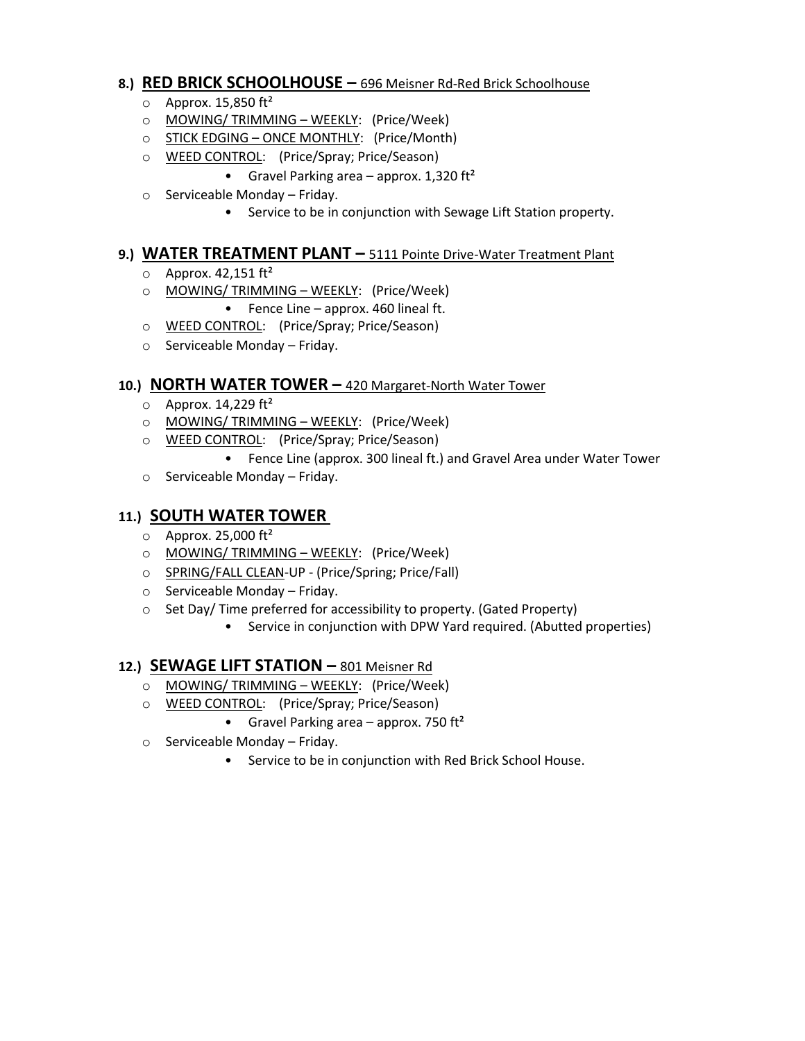### 8.) **RED BRICK SCHOOLHOUSE –** 696 Meisner Rd-Red Brick Schoolhouse

- Approx. 15,850 ft²
- MOWING/ TRIMMING – WEEKLY: (Price/Week)
- STICK EDGING – ONCE MONTHLY: (Price/Month)
- WEED CONTROL: (Price/Spray; Price/Season)
  - Gravel Parking area – approx. 1,320 ft²
- Serviceable Monday – Friday.
  - Service to be in conjunction with Sewage Lift Station property.

### 9.) **WATER TREATMENT PLANT –** 5111 Pointe Drive-Water Treatment Plant

- Approx. 42,151 ft²
- MOWING/ TRIMMING – WEEKLY: (Price/Week)
  - Fence Line – approx. 460 lineal ft.
- WEED CONTROL: (Price/Spray; Price/Season)
- Serviceable Monday – Friday.

### 10.) **NORTH WATER TOWER –** 420 Margaret-North Water Tower

- Approx. 14,229 ft²
- MOWING/ TRIMMING – WEEKLY: (Price/Week)
- WEED CONTROL: (Price/Spray; Price/Season)
  - Fence Line (approx. 300 lineal ft.) and Gravel Area under Water Tower
- Serviceable Monday – Friday.

### 11.) **SOUTH WATER TOWER**

- Approx. 25,000 ft²
- MOWING/ TRIMMING – WEEKLY: (Price/Week)
- SPRING/FALL CLEAN-UP - (Price/Spring; Price/Fall)
- Serviceable Monday – Friday.
- Set Day/ Time preferred for accessibility to property. (Gated Property)
  - Service in conjunction with DPW Yard required. (Abutted properties)

### 12.) **SEWAGE LIFT STATION –** 801 Meisner Rd

- MOWING/ TRIMMING – WEEKLY: (Price/Week)
- WEED CONTROL: (Price/Spray; Price/Season)
  - Gravel Parking area – approx. 750 ft²
- Serviceable Monday – Friday.
  - Service to be in conjunction with Red Brick School House.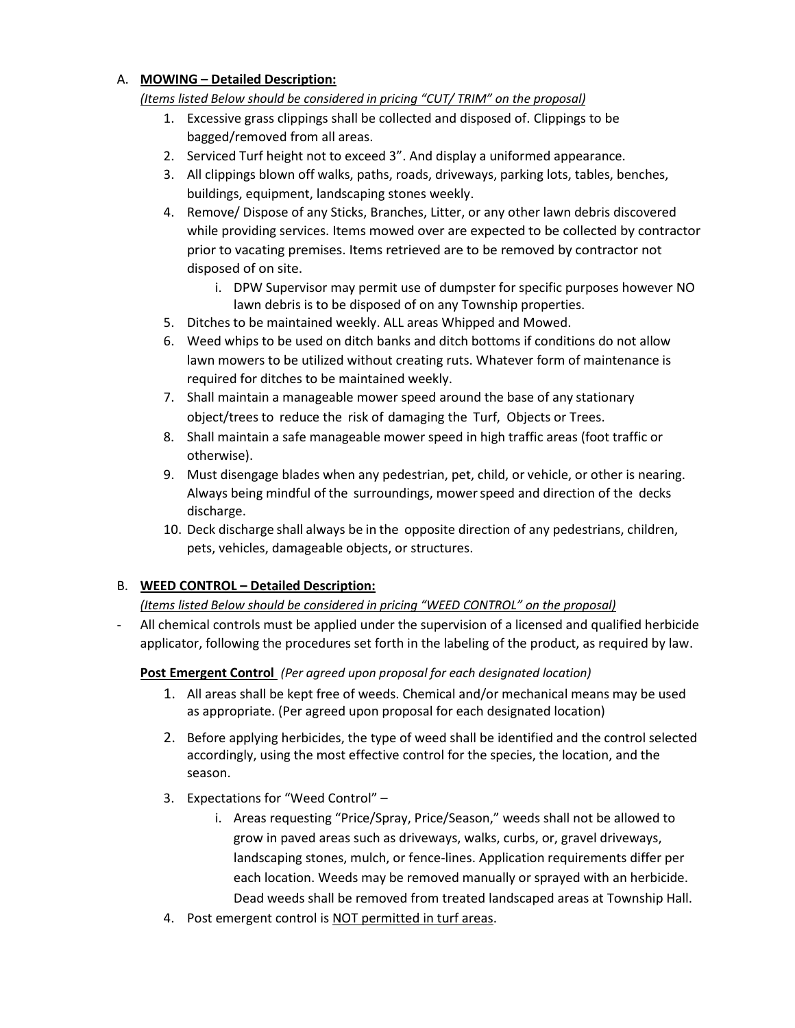A. **<u>MOWING – Detailed Description:</u>**

*<u>(Items listed Below should be considered in pricing "CUT/ TRIM" on the proposal)</u>*

1. Excessive grass clippings shall be collected and disposed of. Clippings to be bagged/removed from all areas.
2. Serviced Turf height not to exceed 3". And display a uniformed appearance.
3. All clippings blown off walks, paths, roads, driveways, parking lots, tables, benches, buildings, equipment, landscaping stones weekly.
4. Remove/ Dispose of any Sticks, Branches, Litter, or any other lawn debris discovered while providing services. Items mowed over are expected to be collected by contractor prior to vacating premises. Items retrieved are to be removed by contractor not disposed of on site.
   1. DPW Supervisor may permit use of dumpster for specific purposes however NO lawn debris is to be disposed of on any Township properties.
5. Ditches to be maintained weekly. ALL areas Whipped and Mowed.
6. Weed whips to be used on ditch banks and ditch bottoms if conditions do not allow lawn mowers to be utilized without creating ruts. Whatever form of maintenance is required for ditches to be maintained weekly.
7. Shall maintain a manageable mower speed around the base of any stationary object/trees to reduce the risk of damaging the Turf, Objects or Trees.
8. Shall maintain a safe manageable mower speed in high traffic areas (foot traffic or otherwise).
9. Must disengage blades when any pedestrian, pet, child, or vehicle, or other is nearing. Always being mindful of the surroundings, mower speed and direction of the decks discharge.
10. Deck discharge shall always be in the opposite direction of any pedestrians, children, pets, vehicles, damageable objects, or structures.

B. **<u>WEED CONTROL – Detailed Description:</u>**

*<u>(Items listed Below should be considered in pricing "WEED CONTROL" on the proposal)</u>*

- All chemical controls must be applied under the supervision of a licensed and qualified herbicide applicator, following the procedures set forth in the labeling of the product, as required by law.

**<u>Post Emergent Control</u>** *(Per agreed upon proposal for each designated location)*

1. All areas shall be kept free of weeds. Chemical and/or mechanical means may be used as appropriate. (Per agreed upon proposal for each designated location)
2. Before applying herbicides, the type of weed shall be identified and the control selected accordingly, using the most effective control for the species, the location, and the season.
3. Expectations for "Weed Control" –
   1. Areas requesting "Price/Spray, Price/Season," weeds shall not be allowed to grow in paved areas such as driveways, walks, curbs, or, gravel driveways, landscaping stones, mulch, or fence-lines. Application requirements differ per each location. Weeds may be removed manually or sprayed with an herbicide. Dead weeds shall be removed from treated landscaped areas at Township Hall.
4. Post emergent control is <u>NOT permitted in turf areas</u>.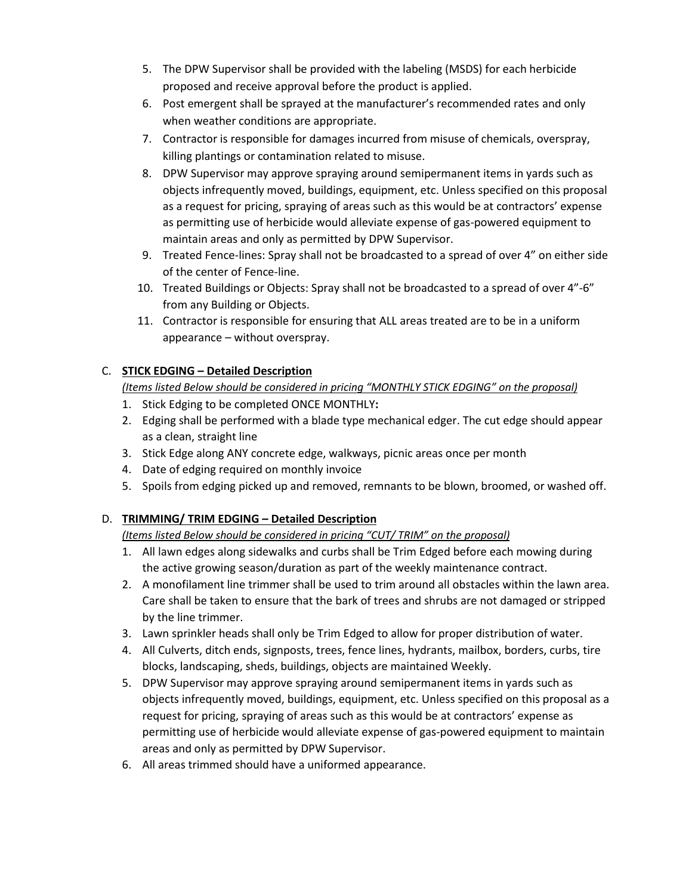5. The DPW Supervisor shall be provided with the labeling (MSDS) for each herbicide proposed and receive approval before the product is applied.
6. Post emergent shall be sprayed at the manufacturer's recommended rates and only when weather conditions are appropriate.
7. Contractor is responsible for damages incurred from misuse of chemicals, overspray, killing plantings or contamination related to misuse.
8. DPW Supervisor may approve spraying around semipermanent items in yards such as objects infrequently moved, buildings, equipment, etc. Unless specified on this proposal as a request for pricing, spraying of areas such as this would be at contractors' expense as permitting use of herbicide would alleviate expense of gas-powered equipment to maintain areas and only as permitted by DPW Supervisor.
9. Treated Fence-lines: Spray shall not be broadcasted to a spread of over 4" on either side of the center of Fence-line.
10. Treated Buildings or Objects: Spray shall not be broadcasted to a spread of over 4"-6" from any Building or Objects.
11. Contractor is responsible for ensuring that ALL areas treated are to be in a uniform appearance – without overspray.

C. **STICK EDGING – Detailed Description**

*(Items listed Below should be considered in pricing "MONTHLY STICK EDGING" on the proposal)*

1. Stick Edging to be completed ONCE MONTHLY**:**
2. Edging shall be performed with a blade type mechanical edger. The cut edge should appear as a clean, straight line
3. Stick Edge along ANY concrete edge, walkways, picnic areas once per month
4. Date of edging required on monthly invoice
5. Spoils from edging picked up and removed, remnants to be blown, broomed, or washed off.

D. **TRIMMING/ TRIM EDGING – Detailed Description**

*(Items listed Below should be considered in pricing "CUT/ TRIM" on the proposal)*

1. All lawn edges along sidewalks and curbs shall be Trim Edged before each mowing during the active growing season/duration as part of the weekly maintenance contract.
2. A monofilament line trimmer shall be used to trim around all obstacles within the lawn area. Care shall be taken to ensure that the bark of trees and shrubs are not damaged or stripped by the line trimmer.
3. Lawn sprinkler heads shall only be Trim Edged to allow for proper distribution of water.
4. All Culverts, ditch ends, signposts, trees, fence lines, hydrants, mailbox, borders, curbs, tire blocks, landscaping, sheds, buildings, objects are maintained Weekly.
5. DPW Supervisor may approve spraying around semipermanent items in yards such as objects infrequently moved, buildings, equipment, etc. Unless specified on this proposal as a request for pricing, spraying of areas such as this would be at contractors' expense as permitting use of herbicide would alleviate expense of gas-powered equipment to maintain areas and only as permitted by DPW Supervisor.
6. All areas trimmed should have a uniformed appearance.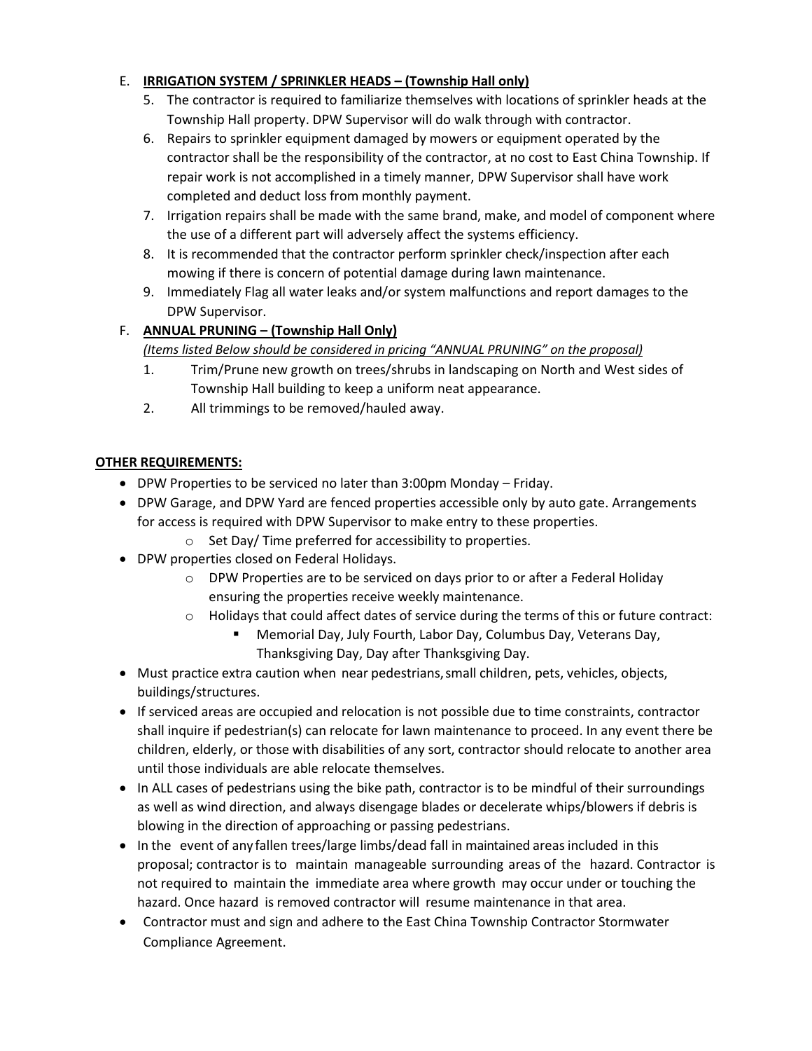E. **IRRIGATION SYSTEM / SPRINKLER HEADS – (Township Hall only)**

5. The contractor is required to familiarize themselves with locations of sprinkler heads at the Township Hall property. DPW Supervisor will do walk through with contractor.
6. Repairs to sprinkler equipment damaged by mowers or equipment operated by the contractor shall be the responsibility of the contractor, at no cost to East China Township. If repair work is not accomplished in a timely manner, DPW Supervisor shall have work completed and deduct loss from monthly payment.
7. Irrigation repairs shall be made with the same brand, make, and model of component where the use of a different part will adversely affect the systems efficiency.
8. It is recommended that the contractor perform sprinkler check/inspection after each mowing if there is concern of potential damage during lawn maintenance.
9. Immediately Flag all water leaks and/or system malfunctions and report damages to the DPW Supervisor.

F. **ANNUAL PRUNING – (Township Hall Only)**

*(Items listed Below should be considered in pricing "ANNUAL PRUNING" on the proposal)*

1. Trim/Prune new growth on trees/shrubs in landscaping on North and West sides of Township Hall building to keep a uniform neat appearance.
2. All trimmings to be removed/hauled away.

**OTHER REQUIREMENTS:**

- DPW Properties to be serviced no later than 3:00pm Monday – Friday.
- DPW Garage, and DPW Yard are fenced properties accessible only by auto gate. Arrangements for access is required with DPW Supervisor to make entry to these properties.
  - Set Day/ Time preferred for accessibility to properties.
- DPW properties closed on Federal Holidays.
  - DPW Properties are to be serviced on days prior to or after a Federal Holiday ensuring the properties receive weekly maintenance.
  - Holidays that could affect dates of service during the terms of this or future contract:
    - Memorial Day, July Fourth, Labor Day, Columbus Day, Veterans Day, Thanksgiving Day, Day after Thanksgiving Day.
- Must practice extra caution when near pedestrians, small children, pets, vehicles, objects, buildings/structures.
- If serviced areas are occupied and relocation is not possible due to time constraints, contractor shall inquire if pedestrian(s) can relocate for lawn maintenance to proceed. In any event there be children, elderly, or those with disabilities of any sort, contractor should relocate to another area until those individuals are able relocate themselves.
- In ALL cases of pedestrians using the bike path, contractor is to be mindful of their surroundings as well as wind direction, and always disengage blades or decelerate whips/blowers if debris is blowing in the direction of approaching or passing pedestrians.
- In the event of any fallen trees/large limbs/dead fall in maintained areas included in this proposal; contractor is to maintain manageable surrounding areas of the hazard. Contractor is not required to maintain the immediate area where growth may occur under or touching the hazard. Once hazard is removed contractor will resume maintenance in that area.
- Contractor must and sign and adhere to the East China Township Contractor Stormwater Compliance Agreement.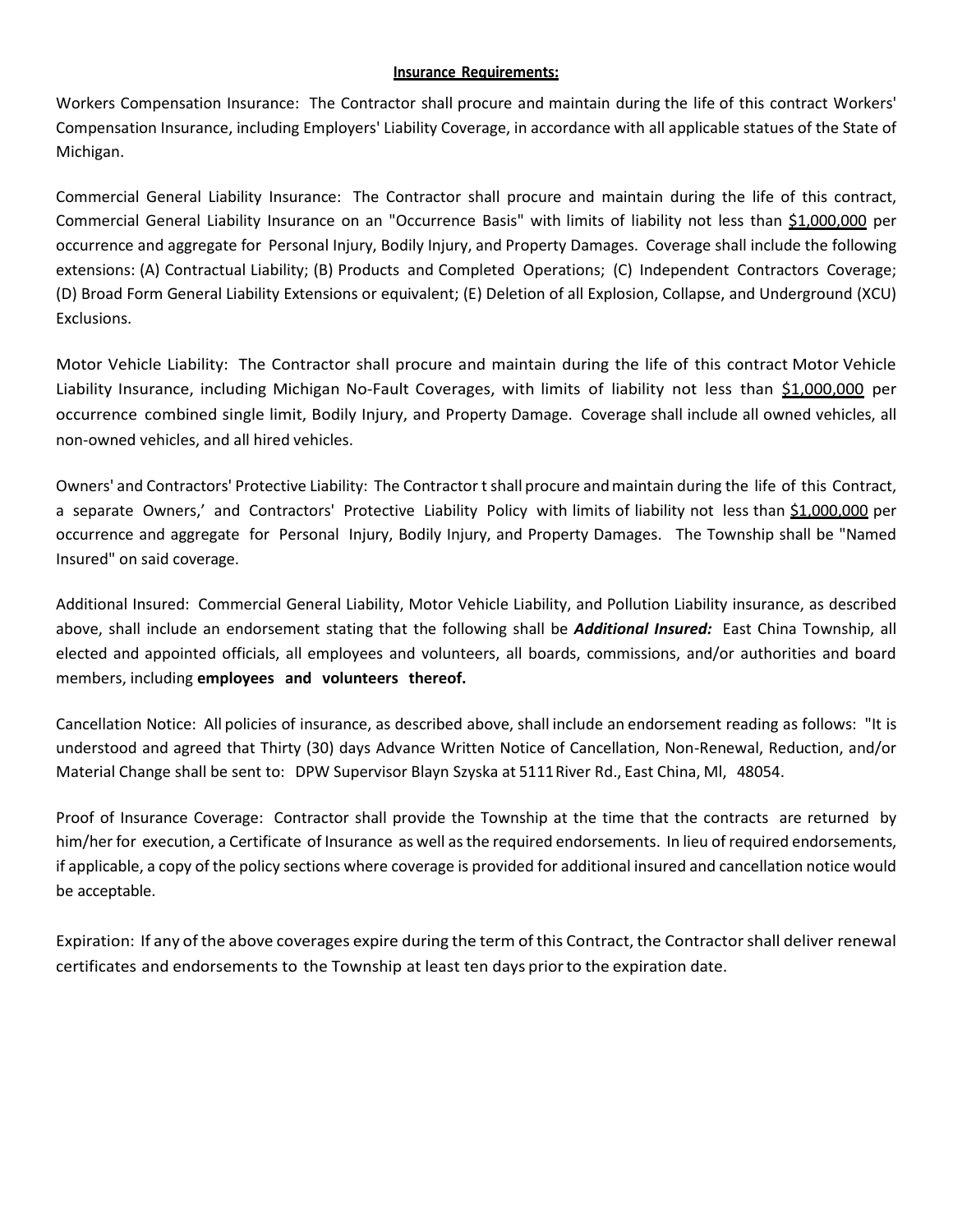**<u>Insurance Requirements:</u>**

Workers Compensation Insurance: The Contractor shall procure and maintain during the life of this contract Workers' Compensation Insurance, including Employers' Liability Coverage, in accordance with all applicable statues of the State of Michigan.

Commercial General Liability Insurance: The Contractor shall procure and maintain during the life of this contract, Commercial General Liability Insurance on an "Occurrence Basis" with limits of liability not less than <u>$1,000,000</u> per occurrence and aggregate for Personal Injury, Bodily Injury, and Property Damages. Coverage shall include the following extensions: (A) Contractual Liability; (B) Products and Completed Operations; (C) Independent Contractors Coverage; (D) Broad Form General Liability Extensions or equivalent; (E) Deletion of all Explosion, Collapse, and Underground (XCU) Exclusions.

Motor Vehicle Liability: The Contractor shall procure and maintain during the life of this contract Motor Vehicle Liability Insurance, including Michigan No-Fault Coverages, with limits of liability not less than <u>$1,000,000</u> per occurrence combined single limit, Bodily Injury, and Property Damage. Coverage shall include all owned vehicles, all non-owned vehicles, and all hired vehicles.

Owners' and Contractors' Protective Liability: The Contractor t shall procure and maintain during the life of this Contract, a separate Owners,' and Contractors' Protective Liability Policy with limits of liability not less than <u>$1,000,000</u> per occurrence and aggregate for Personal Injury, Bodily Injury, and Property Damages. The Township shall be "Named Insured" on said coverage.

Additional Insured: Commercial General Liability, Motor Vehicle Liability, and Pollution Liability insurance, as described above, shall include an endorsement stating that the following shall be ***Additional Insured:*** East China Township, all elected and appointed officials, all employees and volunteers, all boards, commissions, and/or authorities and board members, including **employees and volunteers thereof.**

Cancellation Notice: All policies of insurance, as described above, shall include an endorsement reading as follows: "It is understood and agreed that Thirty (30) days Advance Written Notice of Cancellation, Non-Renewal, Reduction, and/or Material Change shall be sent to: DPW Supervisor Blayn Szyska at 5111 River Rd., East China, Ml, 48054.

Proof of Insurance Coverage: Contractor shall provide the Township at the time that the contracts are returned by him/her for execution, a Certificate of Insurance as well as the required endorsements. In lieu of required endorsements, if applicable, a copy of the policy sections where coverage is provided for additional insured and cancellation notice would be acceptable.

Expiration: If any of the above coverages expire during the term of this Contract, the Contractor shall deliver renewal certificates and endorsements to the Township at least ten days prior to the expiration date.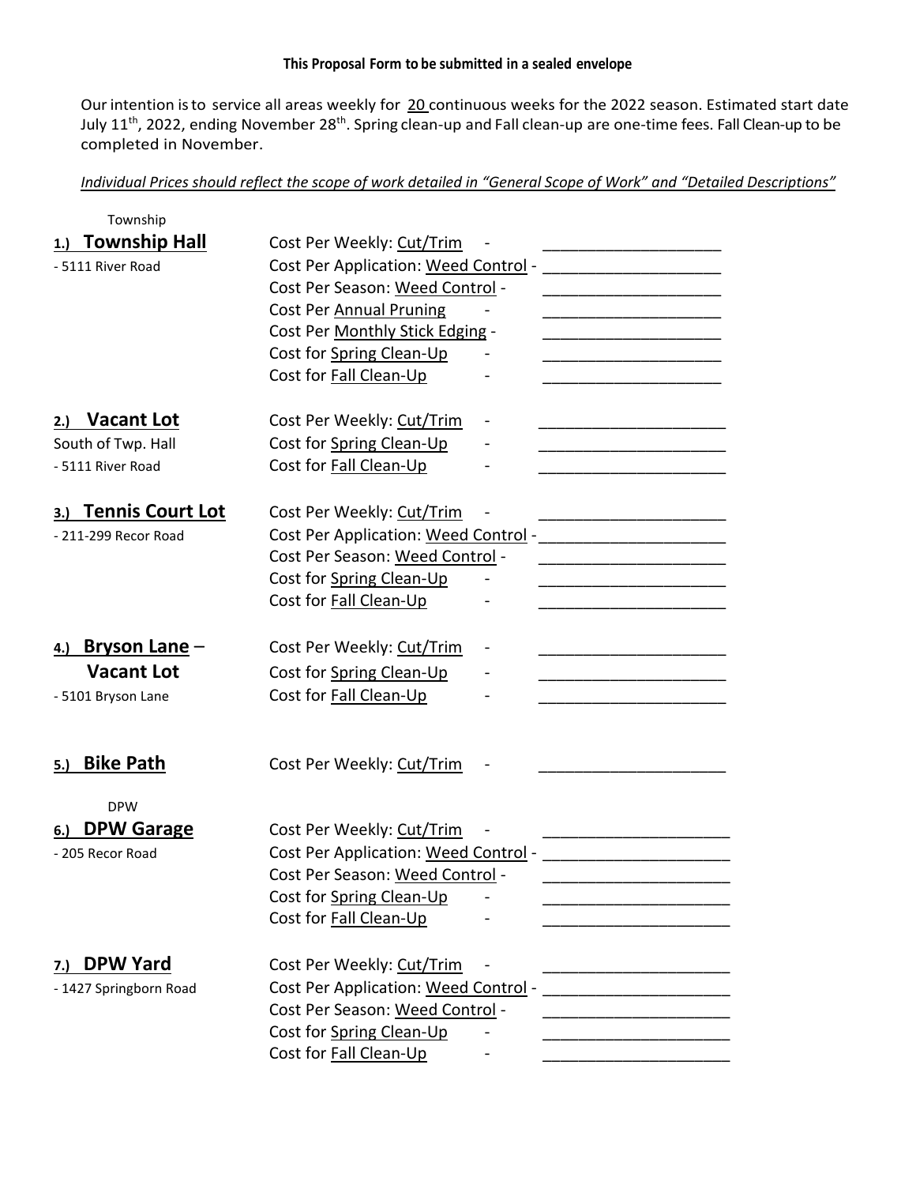**This Proposal Form to be submitted in a sealed envelope**

Our intention is to service all areas weekly for 20 continuous weeks for the 2022 season. Estimated start date July 11th, 2022, ending November 28th. Spring clean-up and Fall clean-up are one-time fees. Fall Clean-up to be completed in November.

*Individual Prices should reflect the scope of work detailed in "General Scope of Work" and "Detailed Descriptions"*

Township

| Location | Item | Cost |
|---|---|---|
| **1.) Township Hall** | Cost Per Weekly: Cut/Trim - | ____________________ |
| - 5111 River Road | Cost Per Application: Weed Control - | ____________________ |
| | Cost Per Season: Weed Control - | ____________________ |
| | Cost Per Annual Pruning - | ____________________ |
| | Cost Per Monthly Stick Edging - | ____________________ |
| | Cost for Spring Clean-Up - | ____________________ |
| | Cost for Fall Clean-Up - | ____________________ |
| **2.) Vacant Lot** | Cost Per Weekly: Cut/Trim - | ____________________ |
| South of Twp. Hall | Cost for Spring Clean-Up - | ____________________ |
| - 5111 River Road | Cost for Fall Clean-Up - | ____________________ |
| **3.) Tennis Court Lot** | Cost Per Weekly: Cut/Trim - | ____________________ |
| - 211-299 Recor Road | Cost Per Application: Weed Control - | ____________________ |
| | Cost Per Season: Weed Control - | ____________________ |
| | Cost for Spring Clean-Up - | ____________________ |
| | Cost for Fall Clean-Up - | ____________________ |
| **4.) Bryson Lane – Vacant Lot** | Cost Per Weekly: Cut/Trim - | ____________________ |
| - 5101 Bryson Lane | Cost for Spring Clean-Up - | ____________________ |
| | Cost for Fall Clean-Up - | ____________________ |
| **5.) Bike Path** | Cost Per Weekly: Cut/Trim - | ____________________ |

DPW

| Location | Item | Cost |
|---|---|---|
| **6.) DPW Garage** | Cost Per Weekly: Cut/Trim - | ____________________ |
| - 205 Recor Road | Cost Per Application: Weed Control - | ____________________ |
| | Cost Per Season: Weed Control - | ____________________ |
| | Cost for Spring Clean-Up - | ____________________ |
| | Cost for Fall Clean-Up - | ____________________ |
| **7.) DPW Yard** | Cost Per Weekly: Cut/Trim - | ____________________ |
| - 1427 Springborn Road | Cost Per Application: Weed Control - | ____________________ |
| | Cost Per Season: Weed Control - | ____________________ |
| | Cost for Spring Clean-Up - | ____________________ |
| | Cost for Fall Clean-Up - | ____________________ |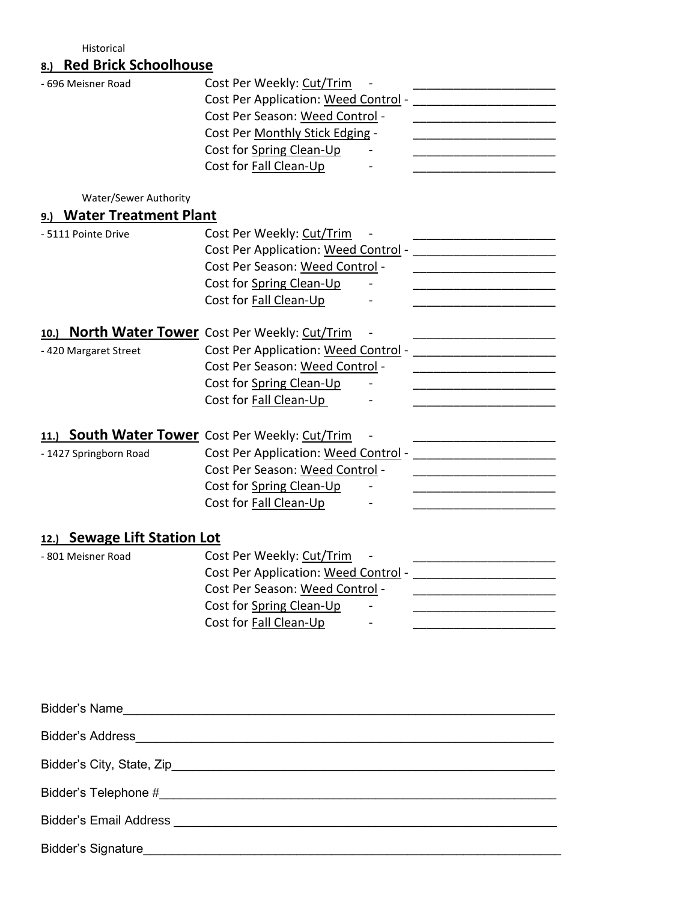Historical

## 8.) Red Brick Schoolhouse

- 696 Meisner Road

Cost Per Weekly: Cut/Trim - ____________________
Cost Per Application: Weed Control - ____________________
Cost Per Season: Weed Control - ____________________
Cost Per Monthly Stick Edging - ____________________
Cost for Spring Clean-Up - ____________________
Cost for Fall Clean-Up - ____________________

Water/Sewer Authority

## 9.) Water Treatment Plant

- 5111 Pointe Drive

Cost Per Weekly: Cut/Trim - ____________________
Cost Per Application: Weed Control - ____________________
Cost Per Season: Weed Control - ____________________
Cost for Spring Clean-Up - ____________________
Cost for Fall Clean-Up - ____________________

## 10.) North Water Tower

- 420 Margaret Street

Cost Per Weekly: Cut/Trim - ____________________
Cost Per Application: Weed Control - ____________________
Cost Per Season: Weed Control - ____________________
Cost for Spring Clean-Up - ____________________
Cost for Fall Clean-Up - ____________________

## 11.) South Water Tower

- 1427 Springborn Road

Cost Per Weekly: Cut/Trim - ____________________
Cost Per Application: Weed Control - ____________________
Cost Per Season: Weed Control - ____________________
Cost for Spring Clean-Up - ____________________
Cost for Fall Clean-Up - ____________________

## 12.) Sewage Lift Station Lot

- 801 Meisner Road

Cost Per Weekly: Cut/Trim - ____________________
Cost Per Application: Weed Control - ____________________
Cost Per Season: Weed Control - ____________________
Cost for Spring Clean-Up - ____________________
Cost for Fall Clean-Up - ____________________

Bidder's Name____________________________________________________________

Bidder's Address__________________________________________________________

Bidder's City, State, Zip____________________________________________________

Bidder's Telephone #_______________________________________________________

Bidder's Email Address _____________________________________________________

Bidder's Signature_________________________________________________________